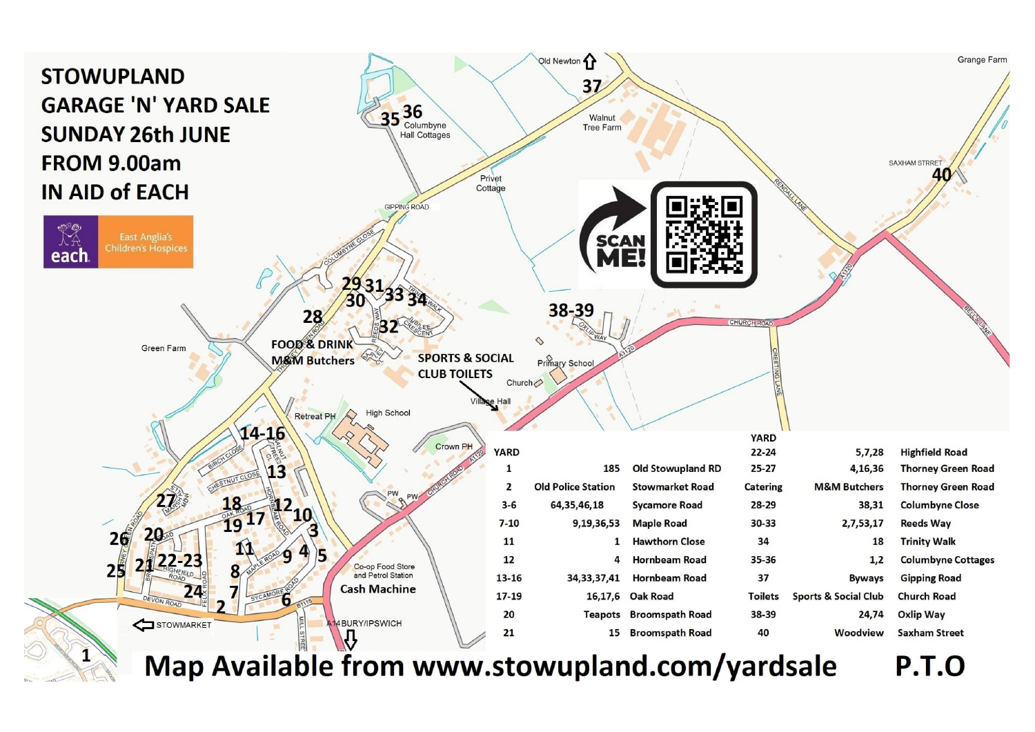# STOWUPLAND GARAGE 'N' YARD SALE

**SUNDAY 26th JUNE**

**FROM 9.00am**

**IN AID of EACH**

each East Anglia's Children's Hospices

SCAN ME!

FOOD & DRINK M&M Butchers

SPORTS & SOCIAL CLUB TOILETS

| YARD | | |
|---|---|---|
| 1 | 185 | Old Stowupland RD |
| 2 | Old Police Station | Stowmarket Road |
| 3-6 | 64,35,46,18 | Sycamore Road |
| 7-10 | 9,19,36,53 | Maple Road |
| 11 | 1 | Hawthorn Close |
| 12 | 4 | Hornbeam Road |
| 13-16 | 34,33,37,41 | Hornbeam Road |
| 17-19 | 16,17,6 | Oak Road |
| 20 | Teapots | Broomspath Road |
| 21 | 15 | Broomspath Road |
| 22-24 | 5,7,28 | Highfield Road |
| 25-27 | 4,16,36 | Thorney Green Road |
| Catering | M&M Butchers | Thorney Green Road |
| 28-29 | 38,31 | Columbyne Close |
| 30-33 | 2,7,53,17 | Reeds Way |
| 34 | 18 | Trinity Walk |
| 35-36 | 1,2 | Columbyne Cottages |
| 37 | Byways | Gipping Road |
| Toilets | Sports & Social Club | Church Road |
| 38-39 | 24,74 | Oxlip Way |
| 40 | Woodview | Saxham Street |

**Map Available from www.stowupland.com/yardsale** **P.T.O**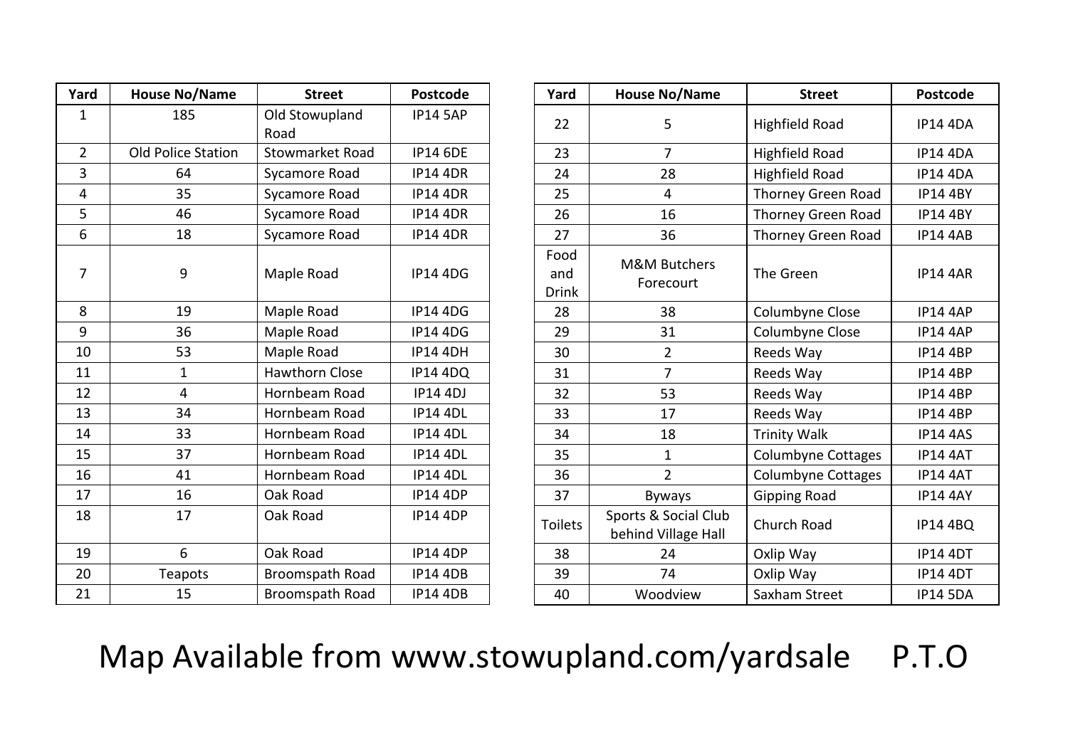| Yard | House No/Name | Street | Postcode |
|---|---|---|---|
| 1 | 185 | Old Stowupland Road | IP14 5AP |
| 2 | Old Police Station | Stowmarket Road | IP14 6DE |
| 3 | 64 | Sycamore Road | IP14 4DR |
| 4 | 35 | Sycamore Road | IP14 4DR |
| 5 | 46 | Sycamore Road | IP14 4DR |
| 6 | 18 | Sycamore Road | IP14 4DR |
| 7 | 9 | Maple Road | IP14 4DG |
| 8 | 19 | Maple Road | IP14 4DG |
| 9 | 36 | Maple Road | IP14 4DG |
| 10 | 53 | Maple Road | IP14 4DH |
| 11 | 1 | Hawthorn Close | IP14 4DQ |
| 12 | 4 | Hornbeam Road | IP14 4DJ |
| 13 | 34 | Hornbeam Road | IP14 4DL |
| 14 | 33 | Hornbeam Road | IP14 4DL |
| 15 | 37 | Hornbeam Road | IP14 4DL |
| 16 | 41 | Hornbeam Road | IP14 4DL |
| 17 | 16 | Oak Road | IP14 4DP |
| 18 | 17 | Oak Road | IP14 4DP |
| 19 | 6 | Oak Road | IP14 4DP |
| 20 | Teapots | Broomspath Road | IP14 4DB |
| 21 | 15 | Broomspath Road | IP14 4DB |

| Yard | House No/Name | Street | Postcode |
|---|---|---|---|
| 22 | 5 | Highfield Road | IP14 4DA |
| 23 | 7 | Highfield Road | IP14 4DA |
| 24 | 28 | Highfield Road | IP14 4DA |
| 25 | 4 | Thorney Green Road | IP14 4BY |
| 26 | 16 | Thorney Green Road | IP14 4BY |
| 27 | 36 | Thorney Green Road | IP14 4AB |
| Food and Drink | M&M Butchers Forecourt | The Green | IP14 4AR |
| 28 | 38 | Columbyne Close | IP14 4AP |
| 29 | 31 | Columbyne Close | IP14 4AP |
| 30 | 2 | Reeds Way | IP14 4BP |
| 31 | 7 | Reeds Way | IP14 4BP |
| 32 | 53 | Reeds Way | IP14 4BP |
| 33 | 17 | Reeds Way | IP14 4BP |
| 34 | 18 | Trinity Walk | IP14 4AS |
| 35 | 1 | Columbyne Cottages | IP14 4AT |
| 36 | 2 | Columbyne Cottages | IP14 4AT |
| 37 | Byways | Gipping Road | IP14 4AY |
| Toilets | Sports & Social Club behind Village Hall | Church Road | IP14 4BQ |
| 38 | 24 | Oxlip Way | IP14 4DT |
| 39 | 74 | Oxlip Way | IP14 4DT |
| 40 | Woodview | Saxham Street | IP14 5DA |

Map Available from www.stowupland.com/yardsale P.T.O